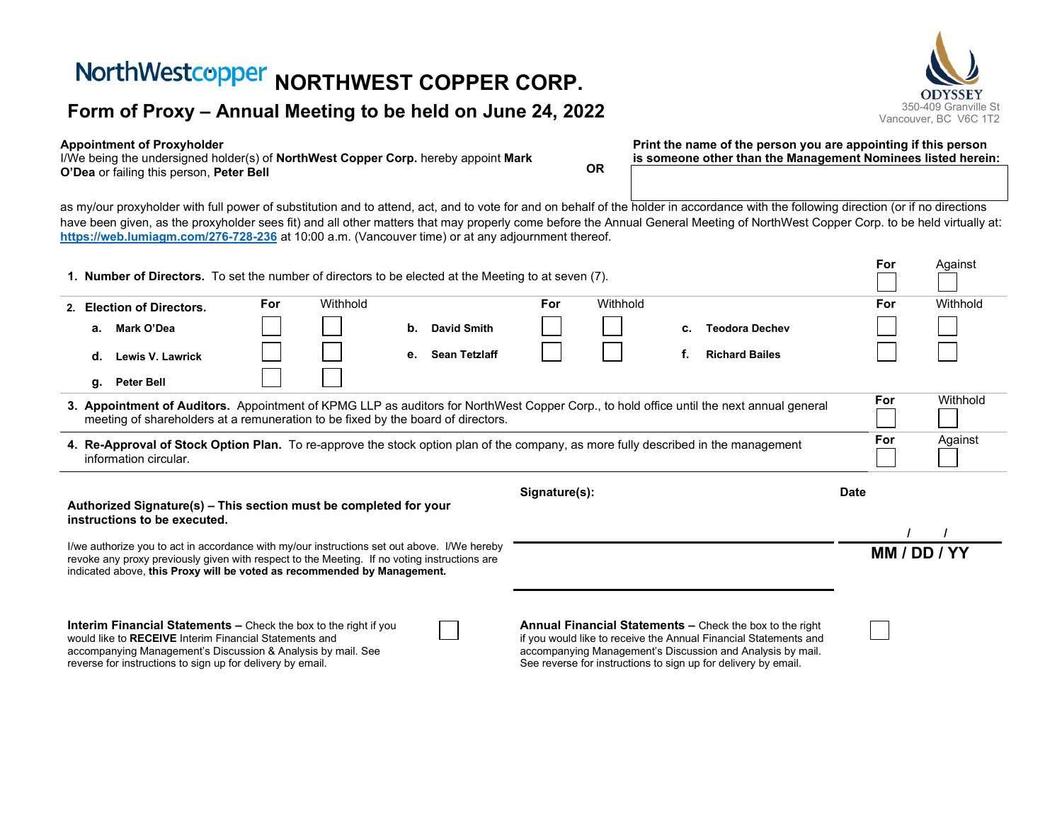NorthWestcopper **NORTHWEST COPPER CORP.**

ODYSSEY
350-409 Granville St
Vancouver, BC V6C 1T2

# Form of Proxy – Annual Meeting to be held on June 24, 2022

**Appointment of Proxyholder**
I/We being the undersigned holder(s) of **NorthWest Copper Corp.** hereby appoint **Mark O'Dea** or failing this person, **Peter Bell**

**OR**

**Print the name of the person you are appointing if this person is someone other than the Management Nominees listed herein:**

as my/our proxyholder with full power of substitution and to attend, act, and to vote for and on behalf of the holder in accordance with the following direction (or if no directions have been given, as the proxyholder sees fit) and all other matters that may properly come before the Annual General Meeting of NorthWest Copper Corp. to be held virtually at: **https://web.lumiagm.com/276-728-236** at 10:00 a.m. (Vancouver time) or at any adjournment thereof.

| | For | Against |
|---|---|---|
| **1. Number of Directors.** To set the number of directors to be elected at the Meeting to at seven (7). | ☐ | ☐ |

**2. Election of Directors.**

| | For | Withhold | | For | Withhold | | For | Withhold |
|---|---|---|---|---|---|---|---|---|
| **a. Mark O'Dea** | ☐ | ☐ | **b. David Smith** | ☐ | ☐ | **c. Teodora Dechev** | ☐ | ☐ |
| **d. Lewis V. Lawrick** | ☐ | ☐ | **e. Sean Tetzlaff** | ☐ | ☐ | **f. Richard Bailes** | ☐ | ☐ |
| **g. Peter Bell** | ☐ | ☐ | | | | | | |

| | For | Withhold |
|---|---|---|
| **3. Appointment of Auditors.** Appointment of KPMG LLP as auditors for NorthWest Copper Corp., to hold office until the next annual general meeting of shareholders at a remuneration to be fixed by the board of directors. | ☐ | ☐ |

| | For | Against |
|---|---|---|
| **4. Re-Approval of Stock Option Plan.** To re-approve the stock option plan of the company, as more fully described in the management information circular. | ☐ | ☐ |

**Authorized Signature(s) – This section must be completed for your instructions to be executed.**

I/we authorize you to act in accordance with my/our instructions set out above. I/We hereby revoke any proxy previously given with respect to the Meeting. If no voting instructions are indicated above, **this Proxy will be voted as recommended by Management.**

**Signature(s):**

**Date**

/ /
**MM / DD / YY**

**Interim Financial Statements –** Check the box to the right if you would like to **RECEIVE** Interim Financial Statements and accompanying Management's Discussion & Analysis by mail. See reverse for instructions to sign up for delivery by email. ☐

**Annual Financial Statements –** Check the box to the right if you would like to receive the Annual Financial Statements and accompanying Management's Discussion and Analysis by mail. See reverse for instructions to sign up for delivery by email. ☐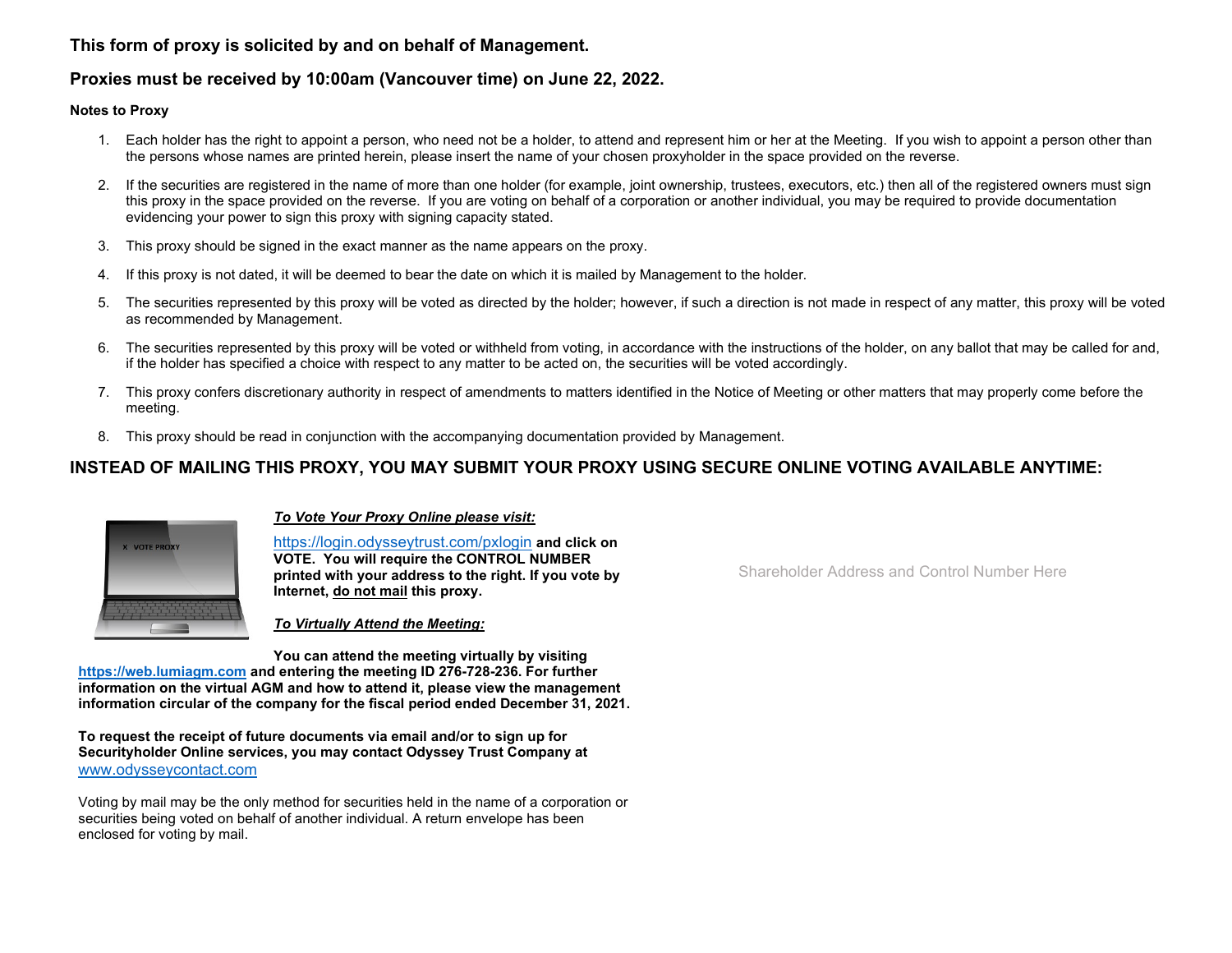## This form of proxy is solicited by and on behalf of Management.

## Proxies must be received by 10:00am (Vancouver time) on June 22, 2022.

**Notes to Proxy**

1. Each holder has the right to appoint a person, who need not be a holder, to attend and represent him or her at the Meeting. If you wish to appoint a person other than the persons whose names are printed herein, please insert the name of your chosen proxyholder in the space provided on the reverse.

2. If the securities are registered in the name of more than one holder (for example, joint ownership, trustees, executors, etc.) then all of the registered owners must sign this proxy in the space provided on the reverse. If you are voting on behalf of a corporation or another individual, you may be required to provide documentation evidencing your power to sign this proxy with signing capacity stated.

3. This proxy should be signed in the exact manner as the name appears on the proxy.

4. If this proxy is not dated, it will be deemed to bear the date on which it is mailed by Management to the holder.

5. The securities represented by this proxy will be voted as directed by the holder; however, if such a direction is not made in respect of any matter, this proxy will be voted as recommended by Management.

6. The securities represented by this proxy will be voted or withheld from voting, in accordance with the instructions of the holder, on any ballot that may be called for and, if the holder has specified a choice with respect to any matter to be acted on, the securities will be voted accordingly.

7. This proxy confers discretionary authority in respect of amendments to matters identified in the Notice of Meeting or other matters that may properly come before the meeting.

8. This proxy should be read in conjunction with the accompanying documentation provided by Management.

## INSTEAD OF MAILING THIS PROXY, YOU MAY SUBMIT YOUR PROXY USING SECURE ONLINE VOTING AVAILABLE ANYTIME:

X VOTE PROXY

***To Vote Your Proxy Online please visit:***

https://login.odysseytrust.com/pxlogin **and click on VOTE. You will require the CONTROL NUMBER printed with your address to the right. If you vote by Internet, do not mail this proxy.**

***To Virtually Attend the Meeting:***

**You can attend the meeting virtually by visiting https://web.lumiagm.com and entering the meeting ID 276-728-236. For further information on the virtual AGM and how to attend it, please view the management information circular of the company for the fiscal period ended December 31, 2021.**

**To request the receipt of future documents via email and/or to sign up for Securityholder Online services, you may contact Odyssey Trust Company at** www.odysseycontact.com

Voting by mail may be the only method for securities held in the name of a corporation or securities being voted on behalf of another individual. A return envelope has been enclosed for voting by mail.

Shareholder Address and Control Number Here